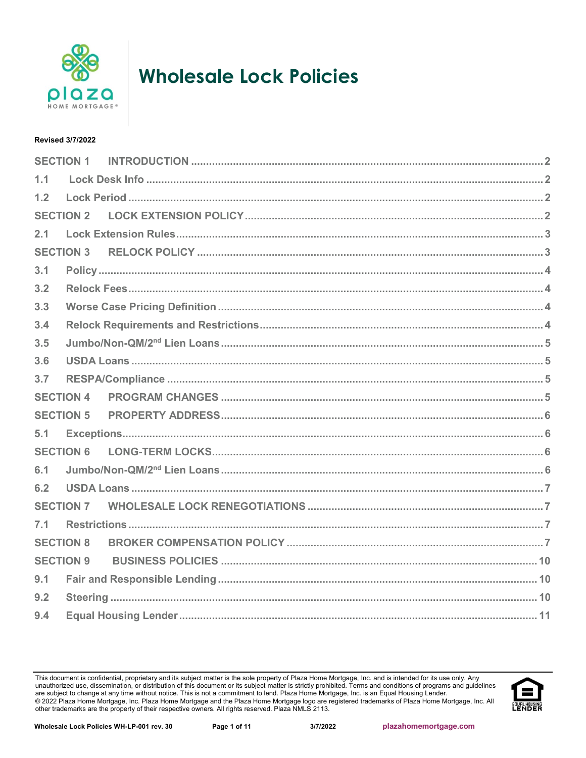# Wholesale Lock Policies

**Revised 3/7/2022**

| | | |
|---|---|---|
| SECTION 1 | INTRODUCTION | 2 |
| 1.1 | Lock Desk Info | 2 |
| 1.2 | Lock Period | 2 |
| SECTION 2 | LOCK EXTENSION POLICY | 2 |
| 2.1 | Lock Extension Rules | 3 |
| SECTION 3 | RELOCK POLICY | 3 |
| 3.1 | Policy | 4 |
| 3.2 | Relock Fees | 4 |
| 3.3 | Worse Case Pricing Definition | 4 |
| 3.4 | Relock Requirements and Restrictions | 4 |
| 3.5 | Jumbo/Non-QM/2nd Lien Loans | 5 |
| 3.6 | USDA Loans | 5 |
| 3.7 | RESPA/Compliance | 5 |
| SECTION 4 | PROGRAM CHANGES | 5 |
| SECTION 5 | PROPERTY ADDRESS | 6 |
| 5.1 | Exceptions | 6 |
| SECTION 6 | LONG-TERM LOCKS | 6 |
| 6.1 | Jumbo/Non-QM/2nd Lien Loans | 6 |
| 6.2 | USDA Loans | 7 |
| SECTION 7 | WHOLESALE LOCK RENEGOTIATIONS | 7 |
| 7.1 | Restrictions | 7 |
| SECTION 8 | BROKER COMPENSATION POLICY | 7 |
| SECTION 9 | BUSINESS POLICIES | 10 |
| 9.1 | Fair and Responsible Lending | 10 |
| 9.2 | Steering | 10 |
| 9.4 | Equal Housing Lender | 11 |

This document is confidential, proprietary and its subject matter is the sole property of Plaza Home Mortgage, Inc. and is intended for its use only. Any unauthorized use, dissemination, or distribution of this document or its subject matter is strictly prohibited. Terms and conditions of programs and guidelines are subject to change at any time without notice. This is not a commitment to lend. Plaza Home Mortgage, Inc. is an Equal Housing Lender.
© 2022 Plaza Home Mortgage, Inc. Plaza Home Mortgage and the Plaza Home Mortgage logo are registered trademarks of Plaza Home Mortgage, Inc. All other trademarks are the property of their respective owners. All rights reserved. Plaza NMLS 2113.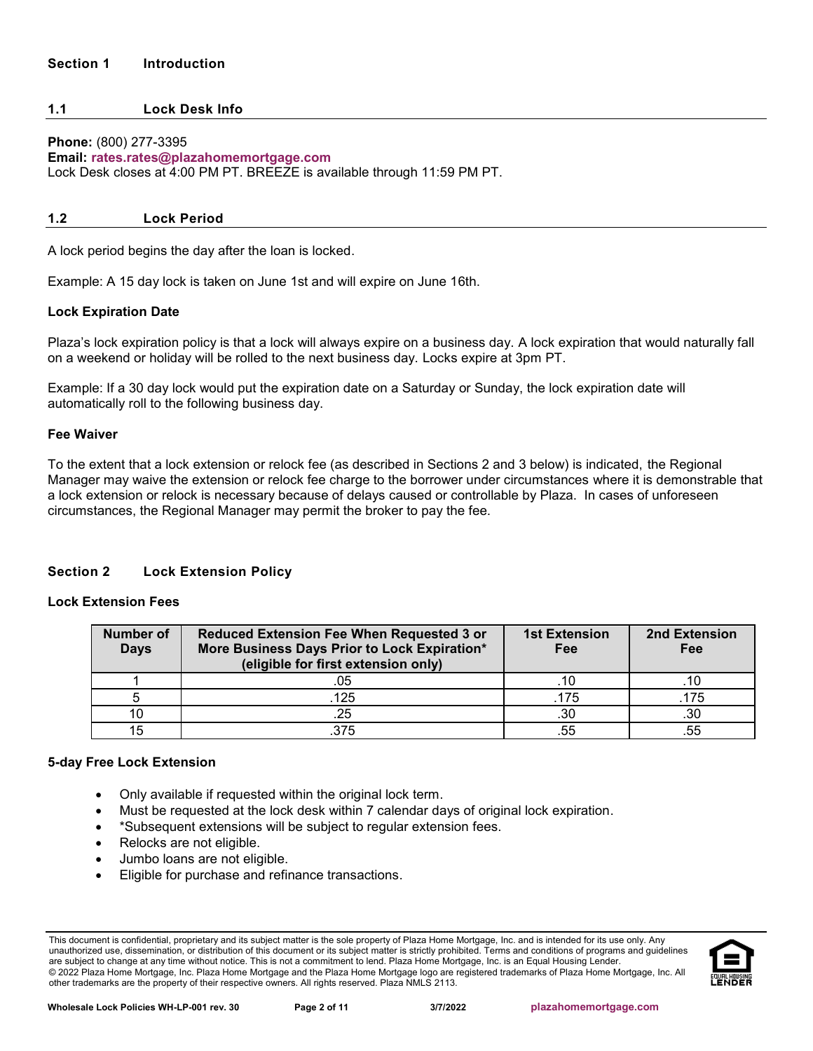## Section 1 Introduction

### 1.1 Lock Desk Info

**Phone:** (800) 277-3395
**Email:** **rates.rates@plazahomemortgage.com**
Lock Desk closes at 4:00 PM PT. BREEZE is available through 11:59 PM PT.

### 1.2 Lock Period

A lock period begins the day after the loan is locked.

Example: A 15 day lock is taken on June 1st and will expire on June 16th.

**Lock Expiration Date**

Plaza's lock expiration policy is that a lock will always expire on a business day. A lock expiration that would naturally fall on a weekend or holiday will be rolled to the next business day. Locks expire at 3pm PT.

Example: If a 30 day lock would put the expiration date on a Saturday or Sunday, the lock expiration date will automatically roll to the following business day.

**Fee Waiver**

To the extent that a lock extension or relock fee (as described in Sections 2 and 3 below) is indicated, the Regional Manager may waive the extension or relock fee charge to the borrower under circumstances where it is demonstrable that a lock extension or relock is necessary because of delays caused or controllable by Plaza. In cases of unforeseen circumstances, the Regional Manager may permit the broker to pay the fee.

## Section 2 Lock Extension Policy

**Lock Extension Fees**

| Number of Days | Reduced Extension Fee When Requested 3 or More Business Days Prior to Lock Expiration* (eligible for first extension only) | 1st Extension Fee | 2nd Extension Fee |
|---|---|---|---|
| 1 | .05 | .10 | .10 |
| 5 | .125 | .175 | .175 |
| 10 | .25 | .30 | .30 |
| 15 | .375 | .55 | .55 |

**5-day Free Lock Extension**

- Only available if requested within the original lock term.
- Must be requested at the lock desk within 7 calendar days of original lock expiration.
- *Subsequent extensions will be subject to regular extension fees.
- Relocks are not eligible.
- Jumbo loans are not eligible.
- Eligible for purchase and refinance transactions.

This document is confidential, proprietary and its subject matter is the sole property of Plaza Home Mortgage, Inc. and is intended for its use only. Any unauthorized use, dissemination, or distribution of this document or its subject matter is strictly prohibited. Terms and conditions of programs and guidelines are subject to change at any time without notice. This is not a commitment to lend. Plaza Home Mortgage, Inc. is an Equal Housing Lender.
© 2022 Plaza Home Mortgage, Inc. Plaza Home Mortgage and the Plaza Home Mortgage logo are registered trademarks of Plaza Home Mortgage, Inc. All other trademarks are the property of their respective owners. All rights reserved. Plaza NMLS 2113.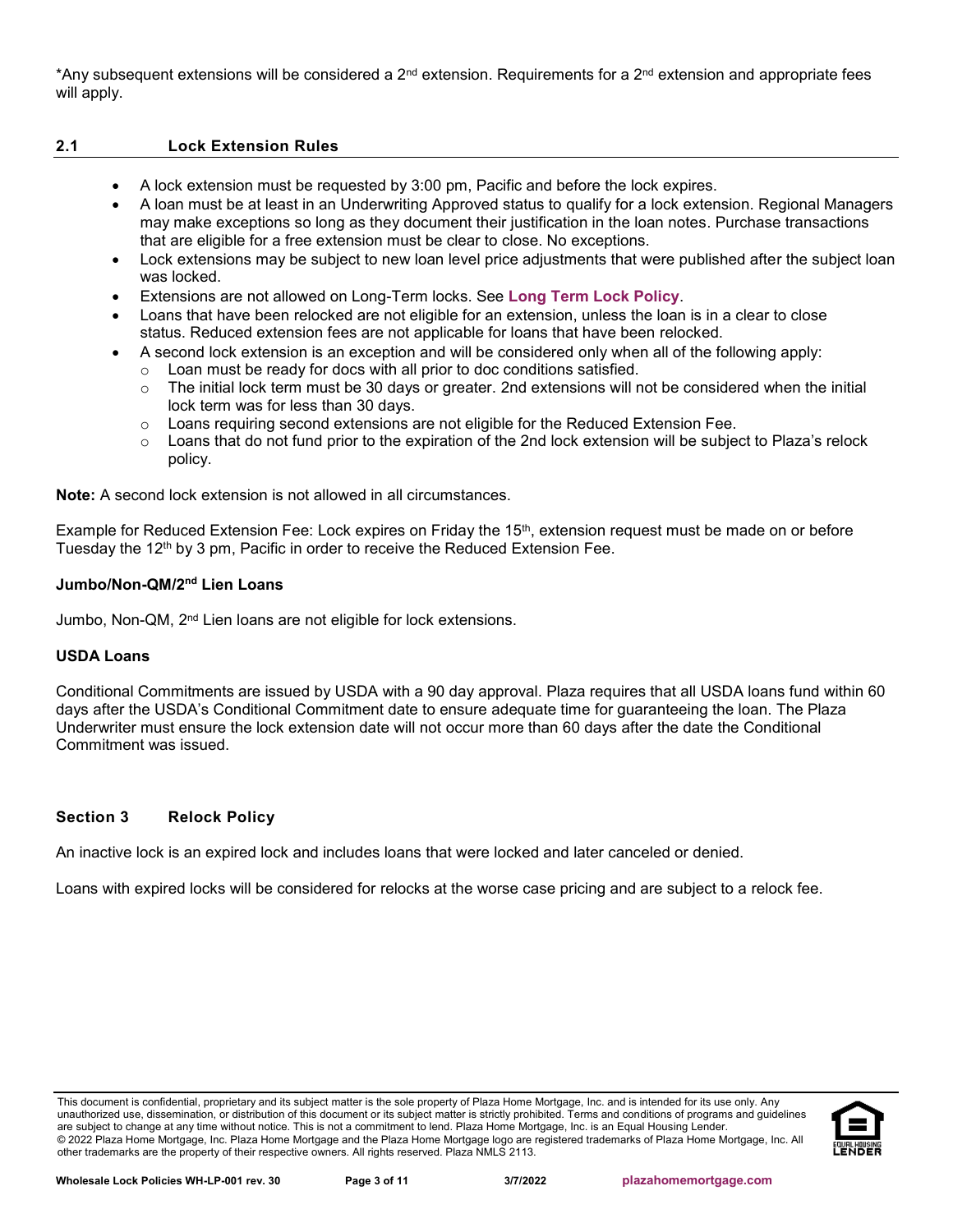*Any subsequent extensions will be considered a 2nd extension. Requirements for a 2nd extension and appropriate fees will apply.

## 2.1 Lock Extension Rules

- A lock extension must be requested by 3:00 pm, Pacific and before the lock expires.
- A loan must be at least in an Underwriting Approved status to qualify for a lock extension. Regional Managers may make exceptions so long as they document their justification in the loan notes. Purchase transactions that are eligible for a free extension must be clear to close. No exceptions.
- Lock extensions may be subject to new loan level price adjustments that were published after the subject loan was locked.
- Extensions are not allowed on Long-Term locks. See **Long Term Lock Policy**.
- Loans that have been relocked are not eligible for an extension, unless the loan is in a clear to close status. Reduced extension fees are not applicable for loans that have been relocked.
- A second lock extension is an exception and will be considered only when all of the following apply:
  - Loan must be ready for docs with all prior to doc conditions satisfied.
  - The initial lock term must be 30 days or greater. 2nd extensions will not be considered when the initial lock term was for less than 30 days.
  - Loans requiring second extensions are not eligible for the Reduced Extension Fee.
  - Loans that do not fund prior to the expiration of the 2nd lock extension will be subject to Plaza's relock policy.

**Note:** A second lock extension is not allowed in all circumstances.

Example for Reduced Extension Fee: Lock expires on Friday the 15th, extension request must be made on or before Tuesday the 12th by 3 pm, Pacific in order to receive the Reduced Extension Fee.

### Jumbo/Non-QM/2nd Lien Loans

Jumbo, Non-QM, 2nd Lien loans are not eligible for lock extensions.

### USDA Loans

Conditional Commitments are issued by USDA with a 90 day approval. Plaza requires that all USDA loans fund within 60 days after the USDA's Conditional Commitment date to ensure adequate time for guaranteeing the loan. The Plaza Underwriter must ensure the lock extension date will not occur more than 60 days after the date the Conditional Commitment was issued.

## Section 3 Relock Policy

An inactive lock is an expired lock and includes loans that were locked and later canceled or denied.

Loans with expired locks will be considered for relocks at the worse case pricing and are subject to a relock fee.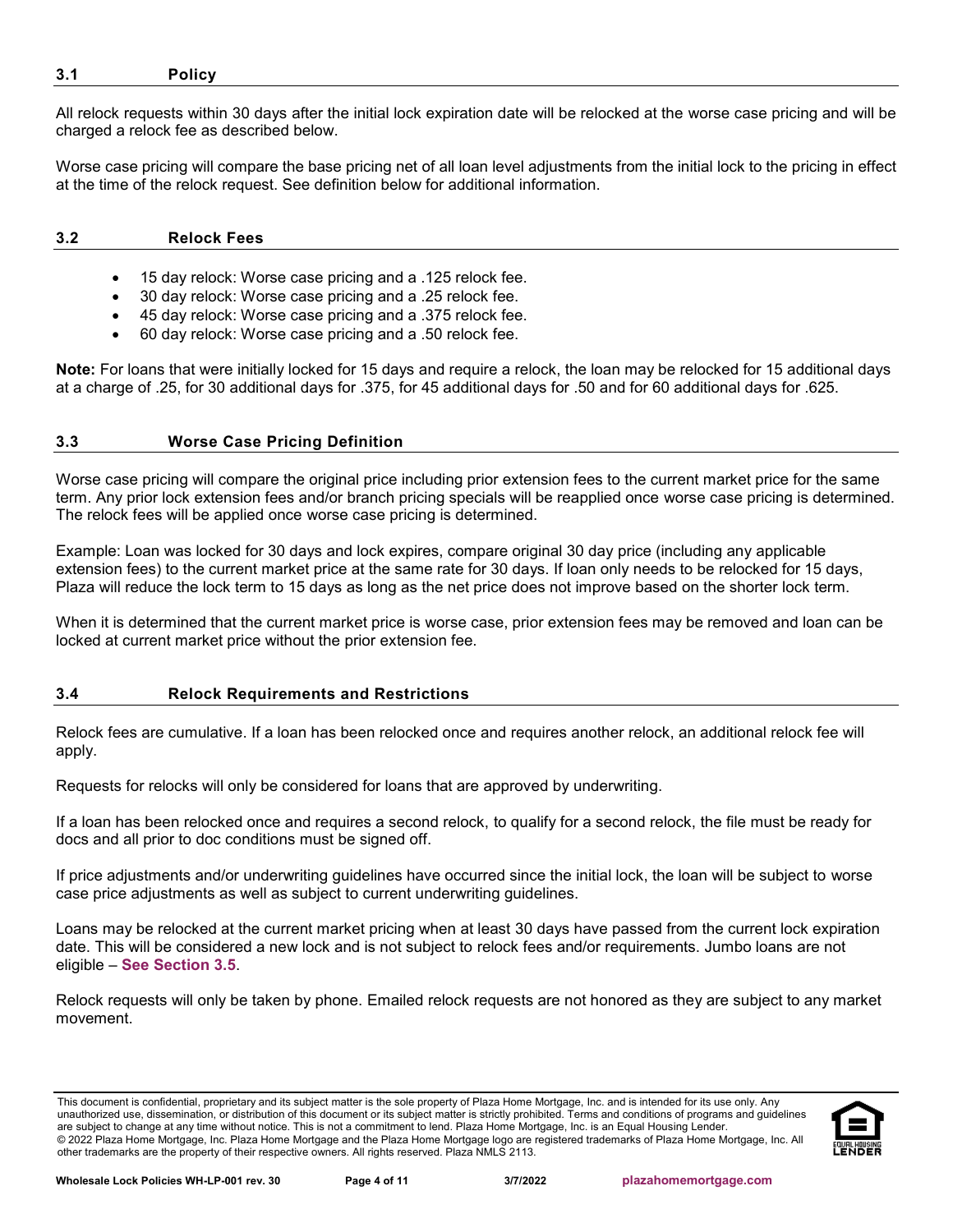## 3.1 Policy

All relock requests within 30 days after the initial lock expiration date will be relocked at the worse case pricing and will be charged a relock fee as described below.

Worse case pricing will compare the base pricing net of all loan level adjustments from the initial lock to the pricing in effect at the time of the relock request. See definition below for additional information.

## 3.2 Relock Fees

- 15 day relock: Worse case pricing and a .125 relock fee.
- 30 day relock: Worse case pricing and a .25 relock fee.
- 45 day relock: Worse case pricing and a .375 relock fee.
- 60 day relock: Worse case pricing and a .50 relock fee.

**Note:** For loans that were initially locked for 15 days and require a relock, the loan may be relocked for 15 additional days at a charge of .25, for 30 additional days for .375, for 45 additional days for .50 and for 60 additional days for .625.

## 3.3 Worse Case Pricing Definition

Worse case pricing will compare the original price including prior extension fees to the current market price for the same term. Any prior lock extension fees and/or branch pricing specials will be reapplied once worse case pricing is determined. The relock fees will be applied once worse case pricing is determined.

Example: Loan was locked for 30 days and lock expires, compare original 30 day price (including any applicable extension fees) to the current market price at the same rate for 30 days. If loan only needs to be relocked for 15 days, Plaza will reduce the lock term to 15 days as long as the net price does not improve based on the shorter lock term.

When it is determined that the current market price is worse case, prior extension fees may be removed and loan can be locked at current market price without the prior extension fee.

## 3.4 Relock Requirements and Restrictions

Relock fees are cumulative. If a loan has been relocked once and requires another relock, an additional relock fee will apply.

Requests for relocks will only be considered for loans that are approved by underwriting.

If a loan has been relocked once and requires a second relock, to qualify for a second relock, the file must be ready for docs and all prior to doc conditions must be signed off.

If price adjustments and/or underwriting guidelines have occurred since the initial lock, the loan will be subject to worse case price adjustments as well as subject to current underwriting guidelines.

Loans may be relocked at the current market pricing when at least 30 days have passed from the current lock expiration date. This will be considered a new lock and is not subject to relock fees and/or requirements. Jumbo loans are not eligible – **See Section 3.5**.

Relock requests will only be taken by phone. Emailed relock requests are not honored as they are subject to any market movement.

This document is confidential, proprietary and its subject matter is the sole property of Plaza Home Mortgage, Inc. and is intended for its use only. Any unauthorized use, dissemination, or distribution of this document or its subject matter is strictly prohibited. Terms and conditions of programs and guidelines are subject to change at any time without notice. This is not a commitment to lend. Plaza Home Mortgage, Inc. is an Equal Housing Lender.
© 2022 Plaza Home Mortgage, Inc. Plaza Home Mortgage and the Plaza Home Mortgage logo are registered trademarks of Plaza Home Mortgage, Inc. All other trademarks are the property of their respective owners. All rights reserved. Plaza NMLS 2113.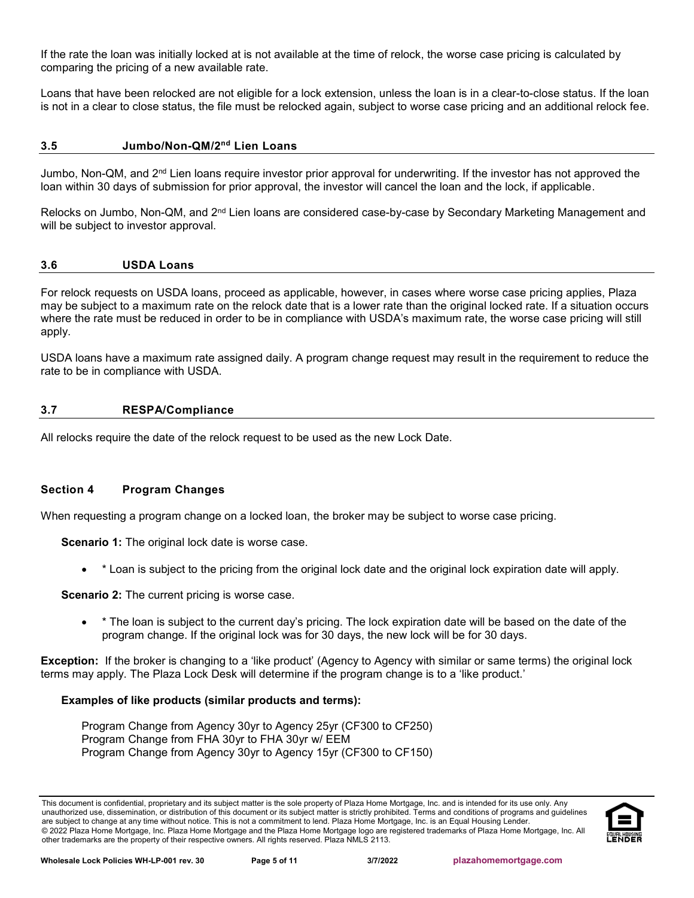If the rate the loan was initially locked at is not available at the time of relock, the worse case pricing is calculated by comparing the pricing of a new available rate.

Loans that have been relocked are not eligible for a lock extension, unless the loan is in a clear-to-close status. If the loan is not in a clear to close status, the file must be relocked again, subject to worse case pricing and an additional relock fee.

### 3.5 Jumbo/Non-QM/2nd Lien Loans

Jumbo, Non-QM, and 2nd Lien loans require investor prior approval for underwriting. If the investor has not approved the loan within 30 days of submission for prior approval, the investor will cancel the loan and the lock, if applicable.

Relocks on Jumbo, Non-QM, and 2nd Lien loans are considered case-by-case by Secondary Marketing Management and will be subject to investor approval.

### 3.6 USDA Loans

For relock requests on USDA loans, proceed as applicable, however, in cases where worse case pricing applies, Plaza may be subject to a maximum rate on the relock date that is a lower rate than the original locked rate. If a situation occurs where the rate must be reduced in order to be in compliance with USDA's maximum rate, the worse case pricing will still apply.

USDA loans have a maximum rate assigned daily. A program change request may result in the requirement to reduce the rate to be in compliance with USDA.

### 3.7 RESPA/Compliance

All relocks require the date of the relock request to be used as the new Lock Date.

## Section 4 Program Changes

When requesting a program change on a locked loan, the broker may be subject to worse case pricing.

**Scenario 1:** The original lock date is worse case.

- * Loan is subject to the pricing from the original lock date and the original lock expiration date will apply.

**Scenario 2:** The current pricing is worse case.

- * The loan is subject to the current day's pricing. The lock expiration date will be based on the date of the program change. If the original lock was for 30 days, the new lock will be for 30 days.

**Exception:** If the broker is changing to a 'like product' (Agency to Agency with similar or same terms) the original lock terms may apply. The Plaza Lock Desk will determine if the program change is to a 'like product.'

**Examples of like products (similar products and terms):**

Program Change from Agency 30yr to Agency 25yr (CF300 to CF250)
Program Change from FHA 30yr to FHA 30yr w/ EEM
Program Change from Agency 30yr to Agency 15yr (CF300 to CF150)

This document is confidential, proprietary and its subject matter is the sole property of Plaza Home Mortgage, Inc. and is intended for its use only. Any unauthorized use, dissemination, or distribution of this document or its subject matter is strictly prohibited. Terms and conditions of programs and guidelines are subject to change at any time without notice. This is not a commitment to lend. Plaza Home Mortgage, Inc. is an Equal Housing Lender. © 2022 Plaza Home Mortgage, Inc. Plaza Home Mortgage and the Plaza Home Mortgage logo are registered trademarks of Plaza Home Mortgage, Inc. All other trademarks are the property of their respective owners. All rights reserved. Plaza NMLS 2113.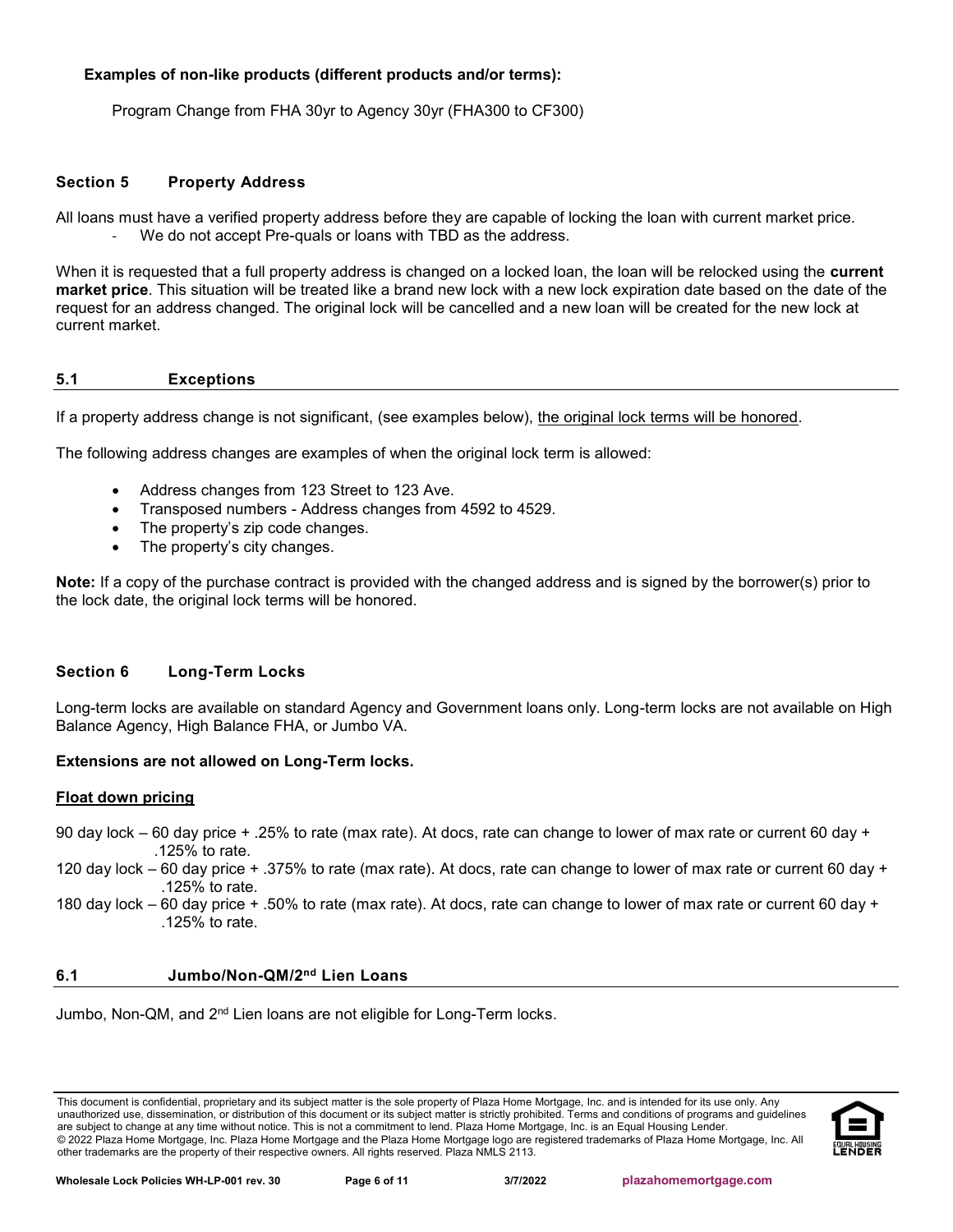**Examples of non-like products (different products and/or terms):**

Program Change from FHA 30yr to Agency 30yr (FHA300 to CF300)

## Section 5 Property Address

All loans must have a verified property address before they are capable of locking the loan with current market price.

- We do not accept Pre-quals or loans with TBD as the address.

When it is requested that a full property address is changed on a locked loan, the loan will be relocked using the **current market price**. This situation will be treated like a brand new lock with a new lock expiration date based on the date of the request for an address changed. The original lock will be cancelled and a new loan will be created for the new lock at current market.

### 5.1 Exceptions

If a property address change is not significant, (see examples below), the original lock terms will be honored.

The following address changes are examples of when the original lock term is allowed:

- Address changes from 123 Street to 123 Ave.
- Transposed numbers - Address changes from 4592 to 4529.
- The property's zip code changes.
- The property's city changes.

**Note:** If a copy of the purchase contract is provided with the changed address and is signed by the borrower(s) prior to the lock date, the original lock terms will be honored.

## Section 6 Long-Term Locks

Long-term locks are available on standard Agency and Government loans only. Long-term locks are not available on High Balance Agency, High Balance FHA, or Jumbo VA.

**Extensions are not allowed on Long-Term locks.**

**Float down pricing**

90 day lock – 60 day price + .25% to rate (max rate). At docs, rate can change to lower of max rate or current 60 day + .125% to rate.

120 day lock – 60 day price + .375% to rate (max rate). At docs, rate can change to lower of max rate or current 60 day + .125% to rate.

180 day lock – 60 day price + .50% to rate (max rate). At docs, rate can change to lower of max rate or current 60 day + .125% to rate.

### 6.1 Jumbo/Non-QM/2nd Lien Loans

Jumbo, Non-QM, and 2nd Lien loans are not eligible for Long-Term locks.

This document is confidential, proprietary and its subject matter is the sole property of Plaza Home Mortgage, Inc. and is intended for its use only. Any unauthorized use, dissemination, or distribution of this document or its subject matter is strictly prohibited. Terms and conditions of programs and guidelines are subject to change at any time without notice. This is not a commitment to lend. Plaza Home Mortgage, Inc. is an Equal Housing Lender. © 2022 Plaza Home Mortgage, Inc. Plaza Home Mortgage and the Plaza Home Mortgage logo are registered trademarks of Plaza Home Mortgage, Inc. All other trademarks are the property of their respective owners. All rights reserved. Plaza NMLS 2113.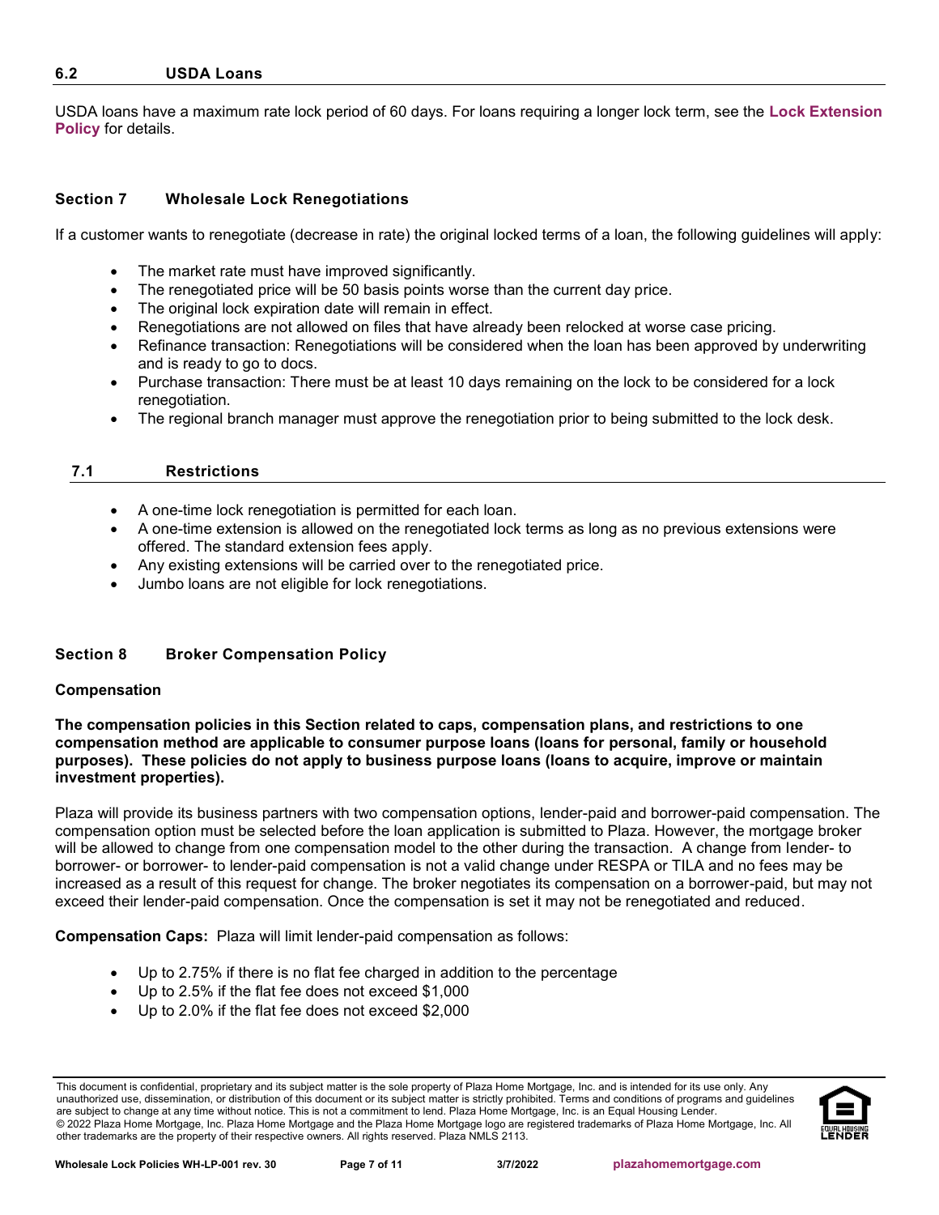### 6.2 USDA Loans

USDA loans have a maximum rate lock period of 60 days. For loans requiring a longer lock term, see the **Lock Extension Policy** for details.

## Section 7 Wholesale Lock Renegotiations

If a customer wants to renegotiate (decrease in rate) the original locked terms of a loan, the following guidelines will apply:

- The market rate must have improved significantly.
- The renegotiated price will be 50 basis points worse than the current day price.
- The original lock expiration date will remain in effect.
- Renegotiations are not allowed on files that have already been relocked at worse case pricing.
- Refinance transaction: Renegotiations will be considered when the loan has been approved by underwriting and is ready to go to docs.
- Purchase transaction: There must be at least 10 days remaining on the lock to be considered for a lock renegotiation.
- The regional branch manager must approve the renegotiation prior to being submitted to the lock desk.

### 7.1 Restrictions

- A one-time lock renegotiation is permitted for each loan.
- A one-time extension is allowed on the renegotiated lock terms as long as no previous extensions were offered. The standard extension fees apply.
- Any existing extensions will be carried over to the renegotiated price.
- Jumbo loans are not eligible for lock renegotiations.

## Section 8 Broker Compensation Policy

**Compensation**

**The compensation policies in this Section related to caps, compensation plans, and restrictions to one compensation method are applicable to consumer purpose loans (loans for personal, family or household purposes). These policies do not apply to business purpose loans (loans to acquire, improve or maintain investment properties).**

Plaza will provide its business partners with two compensation options, lender-paid and borrower-paid compensation. The compensation option must be selected before the loan application is submitted to Plaza. However, the mortgage broker will be allowed to change from one compensation model to the other during the transaction. A change from lender- to borrower- or borrower- to lender-paid compensation is not a valid change under RESPA or TILA and no fees may be increased as a result of this request for change. The broker negotiates its compensation on a borrower-paid, but may not exceed their lender-paid compensation. Once the compensation is set it may not be renegotiated and reduced.

**Compensation Caps:** Plaza will limit lender-paid compensation as follows:

- Up to 2.75% if there is no flat fee charged in addition to the percentage
- Up to 2.5% if the flat fee does not exceed $1,000
- Up to 2.0% if the flat fee does not exceed $2,000

This document is confidential, proprietary and its subject matter is the sole property of Plaza Home Mortgage, Inc. and is intended for its use only. Any unauthorized use, dissemination, or distribution of this document or its subject matter is strictly prohibited. Terms and conditions of programs and guidelines are subject to change at any time without notice. This is not a commitment to lend. Plaza Home Mortgage, Inc. is an Equal Housing Lender.
© 2022 Plaza Home Mortgage, Inc. Plaza Home Mortgage and the Plaza Home Mortgage logo are registered trademarks of Plaza Home Mortgage, Inc. All other trademarks are the property of their respective owners. All rights reserved. Plaza NMLS 2113.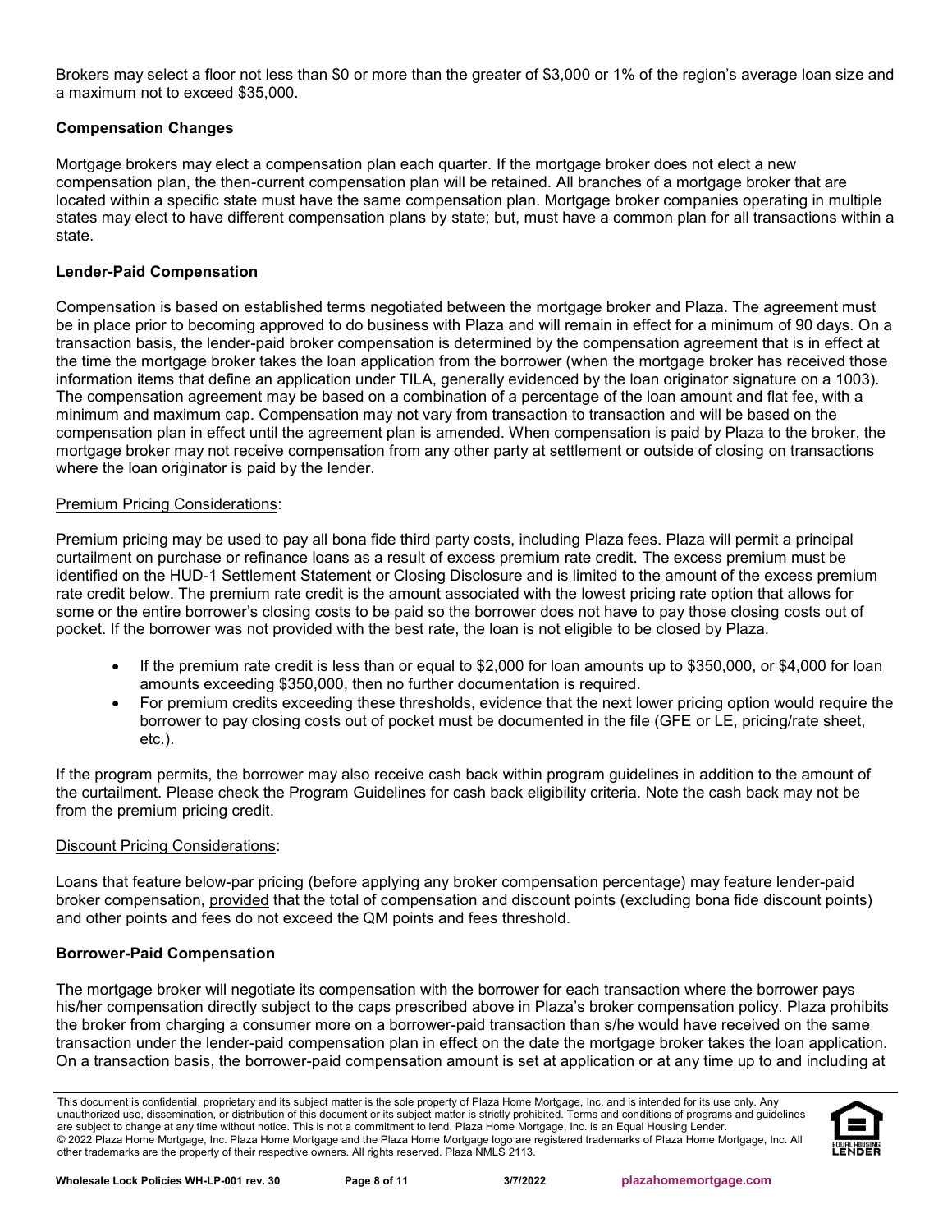Brokers may select a floor not less than $0 or more than the greater of $3,000 or 1% of the region's average loan size and a maximum not to exceed $35,000.

**Compensation Changes**

Mortgage brokers may elect a compensation plan each quarter. If the mortgage broker does not elect a new compensation plan, the then-current compensation plan will be retained. All branches of a mortgage broker that are located within a specific state must have the same compensation plan. Mortgage broker companies operating in multiple states may elect to have different compensation plans by state; but, must have a common plan for all transactions within a state.

**Lender-Paid Compensation**

Compensation is based on established terms negotiated between the mortgage broker and Plaza. The agreement must be in place prior to becoming approved to do business with Plaza and will remain in effect for a minimum of 90 days. On a transaction basis, the lender-paid broker compensation is determined by the compensation agreement that is in effect at the time the mortgage broker takes the loan application from the borrower (when the mortgage broker has received those information items that define an application under TILA, generally evidenced by the loan originator signature on a 1003). The compensation agreement may be based on a combination of a percentage of the loan amount and flat fee, with a minimum and maximum cap. Compensation may not vary from transaction to transaction and will be based on the compensation plan in effect until the agreement plan is amended. When compensation is paid by Plaza to the broker, the mortgage broker may not receive compensation from any other party at settlement or outside of closing on transactions where the loan originator is paid by the lender.

Premium Pricing Considerations:

Premium pricing may be used to pay all bona fide third party costs, including Plaza fees. Plaza will permit a principal curtailment on purchase or refinance loans as a result of excess premium rate credit. The excess premium must be identified on the HUD-1 Settlement Statement or Closing Disclosure and is limited to the amount of the excess premium rate credit below. The premium rate credit is the amount associated with the lowest pricing rate option that allows for some or the entire borrower's closing costs to be paid so the borrower does not have to pay those closing costs out of pocket. If the borrower was not provided with the best rate, the loan is not eligible to be closed by Plaza.

- If the premium rate credit is less than or equal to $2,000 for loan amounts up to $350,000, or $4,000 for loan amounts exceeding $350,000, then no further documentation is required.
- For premium credits exceeding these thresholds, evidence that the next lower pricing option would require the borrower to pay closing costs out of pocket must be documented in the file (GFE or LE, pricing/rate sheet, etc.).

If the program permits, the borrower may also receive cash back within program guidelines in addition to the amount of the curtailment. Please check the Program Guidelines for cash back eligibility criteria. Note the cash back may not be from the premium pricing credit.

Discount Pricing Considerations:

Loans that feature below-par pricing (before applying any broker compensation percentage) may feature lender-paid broker compensation, provided that the total of compensation and discount points (excluding bona fide discount points) and other points and fees do not exceed the QM points and fees threshold.

**Borrower-Paid Compensation**

The mortgage broker will negotiate its compensation with the borrower for each transaction where the borrower pays his/her compensation directly subject to the caps prescribed above in Plaza's broker compensation policy. Plaza prohibits the broker from charging a consumer more on a borrower-paid transaction than s/he would have received on the same transaction under the lender-paid compensation plan in effect on the date the mortgage broker takes the loan application. On a transaction basis, the borrower-paid compensation amount is set at application or at any time up to and including at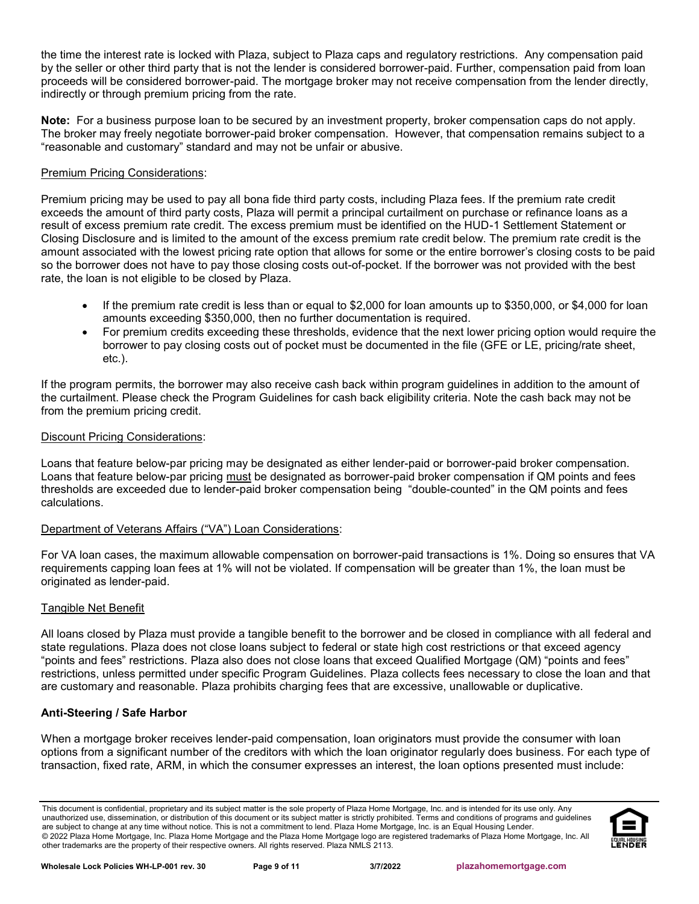the time the interest rate is locked with Plaza, subject to Plaza caps and regulatory restrictions. Any compensation paid by the seller or other third party that is not the lender is considered borrower-paid. Further, compensation paid from loan proceeds will be considered borrower-paid. The mortgage broker may not receive compensation from the lender directly, indirectly or through premium pricing from the rate.

**Note:** For a business purpose loan to be secured by an investment property, broker compensation caps do not apply. The broker may freely negotiate borrower-paid broker compensation. However, that compensation remains subject to a "reasonable and customary" standard and may not be unfair or abusive.

Premium Pricing Considerations:

Premium pricing may be used to pay all bona fide third party costs, including Plaza fees. If the premium rate credit exceeds the amount of third party costs, Plaza will permit a principal curtailment on purchase or refinance loans as a result of excess premium rate credit. The excess premium must be identified on the HUD-1 Settlement Statement or Closing Disclosure and is limited to the amount of the excess premium rate credit below. The premium rate credit is the amount associated with the lowest pricing rate option that allows for some or the entire borrower's closing costs to be paid so the borrower does not have to pay those closing costs out-of-pocket. If the borrower was not provided with the best rate, the loan is not eligible to be closed by Plaza.

- If the premium rate credit is less than or equal to $2,000 for loan amounts up to $350,000, or $4,000 for loan amounts exceeding $350,000, then no further documentation is required.
- For premium credits exceeding these thresholds, evidence that the next lower pricing option would require the borrower to pay closing costs out of pocket must be documented in the file (GFE or LE, pricing/rate sheet, etc.).

If the program permits, the borrower may also receive cash back within program guidelines in addition to the amount of the curtailment. Please check the Program Guidelines for cash back eligibility criteria. Note the cash back may not be from the premium pricing credit.

Discount Pricing Considerations:

Loans that feature below-par pricing may be designated as either lender-paid or borrower-paid broker compensation. Loans that feature below-par pricing must be designated as borrower-paid broker compensation if QM points and fees thresholds are exceeded due to lender-paid broker compensation being "double-counted" in the QM points and fees calculations.

Department of Veterans Affairs ("VA") Loan Considerations:

For VA loan cases, the maximum allowable compensation on borrower-paid transactions is 1%. Doing so ensures that VA requirements capping loan fees at 1% will not be violated. If compensation will be greater than 1%, the loan must be originated as lender-paid.

Tangible Net Benefit

All loans closed by Plaza must provide a tangible benefit to the borrower and be closed in compliance with all federal and state regulations. Plaza does not close loans subject to federal or state high cost restrictions or that exceed agency "points and fees" restrictions. Plaza also does not close loans that exceed Qualified Mortgage (QM) "points and fees" restrictions, unless permitted under specific Program Guidelines. Plaza collects fees necessary to close the loan and that are customary and reasonable. Plaza prohibits charging fees that are excessive, unallowable or duplicative.

**Anti-Steering / Safe Harbor**

When a mortgage broker receives lender-paid compensation, loan originators must provide the consumer with loan options from a significant number of the creditors with which the loan originator regularly does business. For each type of transaction, fixed rate, ARM, in which the consumer expresses an interest, the loan options presented must include: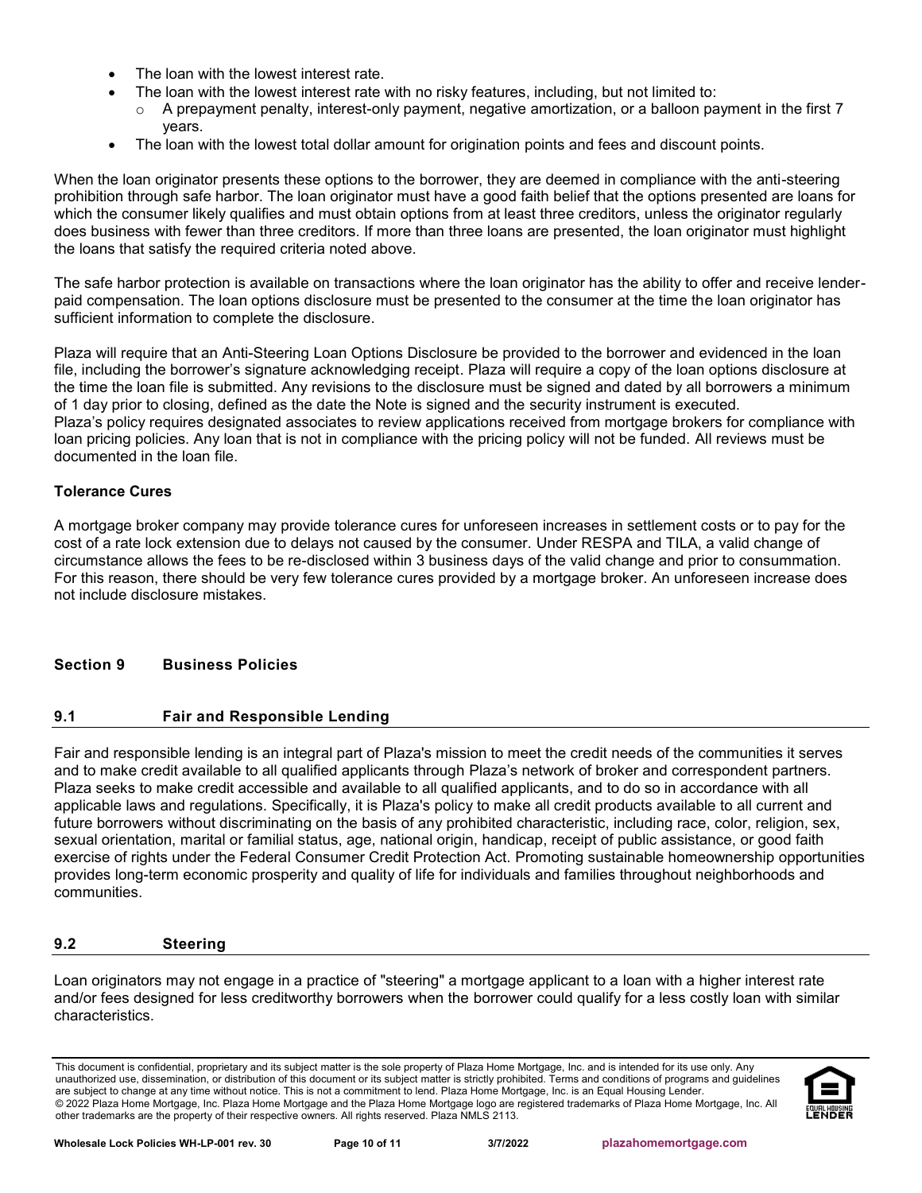- The loan with the lowest interest rate.
- The loan with the lowest interest rate with no risky features, including, but not limited to:
  - A prepayment penalty, interest-only payment, negative amortization, or a balloon payment in the first 7 years.
- The loan with the lowest total dollar amount for origination points and fees and discount points.

When the loan originator presents these options to the borrower, they are deemed in compliance with the anti-steering prohibition through safe harbor. The loan originator must have a good faith belief that the options presented are loans for which the consumer likely qualifies and must obtain options from at least three creditors, unless the originator regularly does business with fewer than three creditors. If more than three loans are presented, the loan originator must highlight the loans that satisfy the required criteria noted above.

The safe harbor protection is available on transactions where the loan originator has the ability to offer and receive lender-paid compensation. The loan options disclosure must be presented to the consumer at the time the loan originator has sufficient information to complete the disclosure.

Plaza will require that an Anti-Steering Loan Options Disclosure be provided to the borrower and evidenced in the loan file, including the borrower's signature acknowledging receipt. Plaza will require a copy of the loan options disclosure at the time the loan file is submitted. Any revisions to the disclosure must be signed and dated by all borrowers a minimum of 1 day prior to closing, defined as the date the Note is signed and the security instrument is executed.
Plaza's policy requires designated associates to review applications received from mortgage brokers for compliance with loan pricing policies. Any loan that is not in compliance with the pricing policy will not be funded. All reviews must be documented in the loan file.

**Tolerance Cures**

A mortgage broker company may provide tolerance cures for unforeseen increases in settlement costs or to pay for the cost of a rate lock extension due to delays not caused by the consumer. Under RESPA and TILA, a valid change of circumstance allows the fees to be re-disclosed within 3 business days of the valid change and prior to consummation. For this reason, there should be very few tolerance cures provided by a mortgage broker. An unforeseen increase does not include disclosure mistakes.

## Section 9 Business Policies

### 9.1 Fair and Responsible Lending

Fair and responsible lending is an integral part of Plaza's mission to meet the credit needs of the communities it serves and to make credit available to all qualified applicants through Plaza's network of broker and correspondent partners. Plaza seeks to make credit accessible and available to all qualified applicants, and to do so in accordance with all applicable laws and regulations. Specifically, it is Plaza's policy to make all credit products available to all current and future borrowers without discriminating on the basis of any prohibited characteristic, including race, color, religion, sex, sexual orientation, marital or familial status, age, national origin, handicap, receipt of public assistance, or good faith exercise of rights under the Federal Consumer Credit Protection Act. Promoting sustainable homeownership opportunities provides long-term economic prosperity and quality of life for individuals and families throughout neighborhoods and communities.

### 9.2 Steering

Loan originators may not engage in a practice of "steering" a mortgage applicant to a loan with a higher interest rate and/or fees designed for less creditworthy borrowers when the borrower could qualify for a less costly loan with similar characteristics.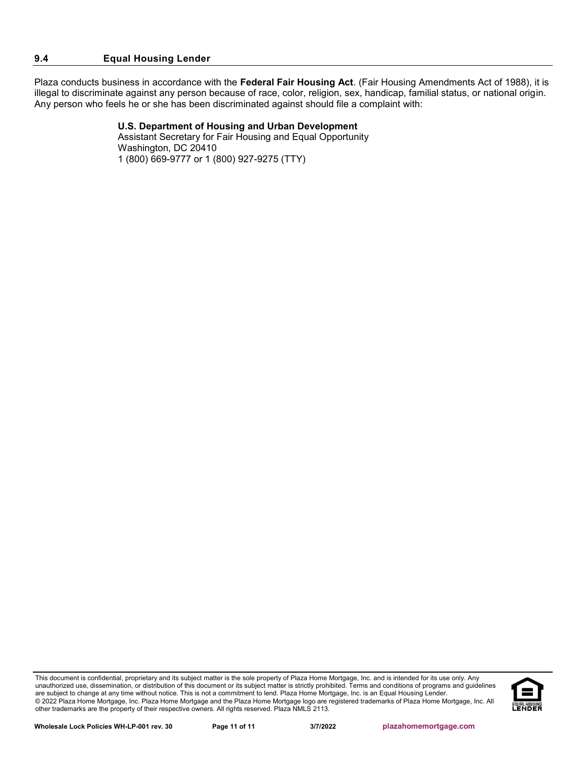## 9.4 Equal Housing Lender

Plaza conducts business in accordance with the **Federal Fair Housing Act**. (Fair Housing Amendments Act of 1988), it is illegal to discriminate against any person because of race, color, religion, sex, handicap, familial status, or national origin. Any person who feels he or she has been discriminated against should file a complaint with:

**U.S. Department of Housing and Urban Development**
Assistant Secretary for Fair Housing and Equal Opportunity
Washington, DC 20410
1 (800) 669-9777 or 1 (800) 927-9275 (TTY)

This document is confidential, proprietary and its subject matter is the sole property of Plaza Home Mortgage, Inc. and is intended for its use only. Any unauthorized use, dissemination, or distribution of this document or its subject matter is strictly prohibited. Terms and conditions of programs and guidelines are subject to change at any time without notice. This is not a commitment to lend. Plaza Home Mortgage, Inc. is an Equal Housing Lender.
© 2022 Plaza Home Mortgage, Inc. Plaza Home Mortgage and the Plaza Home Mortgage logo are registered trademarks of Plaza Home Mortgage, Inc. All other trademarks are the property of their respective owners. All rights reserved. Plaza NMLS 2113.